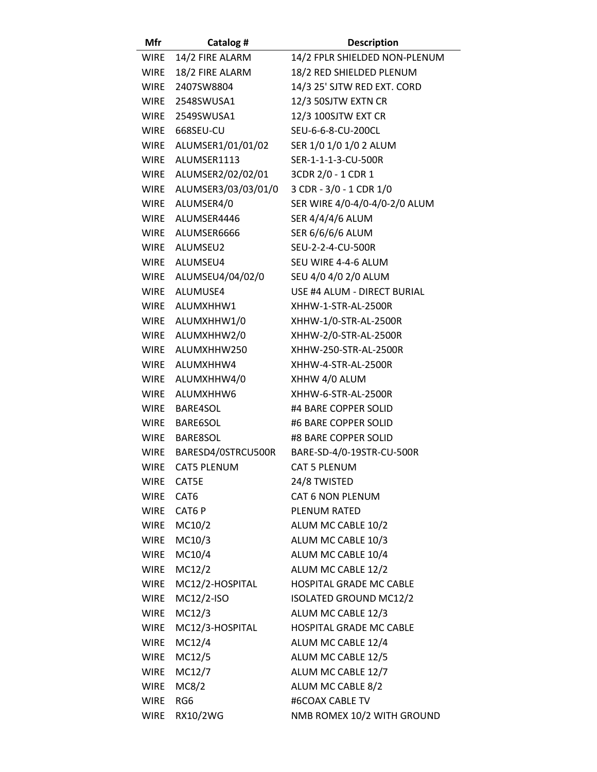| Mfr | Catalog # | Description |
|---|---|---|
| WIRE | 14/2 FIRE ALARM | 14/2 FPLR SHIELDED NON-PLENUM |
| WIRE | 18/2 FIRE ALARM | 18/2 RED SHIELDED PLENUM |
| WIRE | 2407SW8804 | 14/3 25' SJTW RED EXT. CORD |
| WIRE | 2548SWUSA1 | 12/3 50SJTW EXTN CR |
| WIRE | 2549SWUSA1 | 12/3 100SJTW EXT CR |
| WIRE | 668SEU-CU | SEU-6-6-8-CU-200CL |
| WIRE | ALUMSER1/01/01/02 | SER 1/0 1/0 1/0 2 ALUM |
| WIRE | ALUMSER1113 | SER-1-1-1-3-CU-500R |
| WIRE | ALUMSER2/02/02/01 | 3CDR 2/0 - 1 CDR 1 |
| WIRE | ALUMSER3/03/03/01/0 | 3 CDR - 3/0 - 1 CDR 1/0 |
| WIRE | ALUMSER4/0 | SER WIRE 4/0-4/0-4/0-2/0 ALUM |
| WIRE | ALUMSER4446 | SER 4/4/4/6 ALUM |
| WIRE | ALUMSER6666 | SER 6/6/6/6 ALUM |
| WIRE | ALUMSEU2 | SEU-2-2-4-CU-500R |
| WIRE | ALUMSEU4 | SEU WIRE 4-4-6 ALUM |
| WIRE | ALUMSEU4/04/02/0 | SEU 4/0 4/0 2/0 ALUM |
| WIRE | ALUMUSE4 | USE #4 ALUM - DIRECT BURIAL |
| WIRE | ALUMXHHW1 | XHHW-1-STR-AL-2500R |
| WIRE | ALUMXHHW1/0 | XHHW-1/0-STR-AL-2500R |
| WIRE | ALUMXHHW2/0 | XHHW-2/0-STR-AL-2500R |
| WIRE | ALUMXHHW250 | XHHW-250-STR-AL-2500R |
| WIRE | ALUMXHHW4 | XHHW-4-STR-AL-2500R |
| WIRE | ALUMXHHW4/0 | XHHW 4/0 ALUM |
| WIRE | ALUMXHHW6 | XHHW-6-STR-AL-2500R |
| WIRE | BARE4SOL | #4 BARE COPPER SOLID |
| WIRE | BARE6SOL | #6 BARE COPPER SOLID |
| WIRE | BARE8SOL | #8 BARE COPPER SOLID |
| WIRE | BARESD4/0STRCU500R | BARE-SD-4/0-19STR-CU-500R |
| WIRE | CAT5 PLENUM | CAT 5 PLENUM |
| WIRE | CAT5E | 24/8 TWISTED |
| WIRE | CAT6 | CAT 6 NON PLENUM |
| WIRE | CAT6 P | PLENUM RATED |
| WIRE | MC10/2 | ALUM MC CABLE 10/2 |
| WIRE | MC10/3 | ALUM MC CABLE 10/3 |
| WIRE | MC10/4 | ALUM MC CABLE 10/4 |
| WIRE | MC12/2 | ALUM MC CABLE 12/2 |
| WIRE | MC12/2-HOSPITAL | HOSPITAL GRADE MC CABLE |
| WIRE | MC12/2-ISO | ISOLATED GROUND MC12/2 |
| WIRE | MC12/3 | ALUM MC CABLE 12/3 |
| WIRE | MC12/3-HOSPITAL | HOSPITAL GRADE MC CABLE |
| WIRE | MC12/4 | ALUM MC CABLE 12/4 |
| WIRE | MC12/5 | ALUM MC CABLE 12/5 |
| WIRE | MC12/7 | ALUM MC CABLE 12/7 |
| WIRE | MC8/2 | ALUM MC CABLE 8/2 |
| WIRE | RG6 | #6COAX CABLE TV |
| WIRE | RX10/2WG | NMB ROMEX 10/2 WITH GROUND |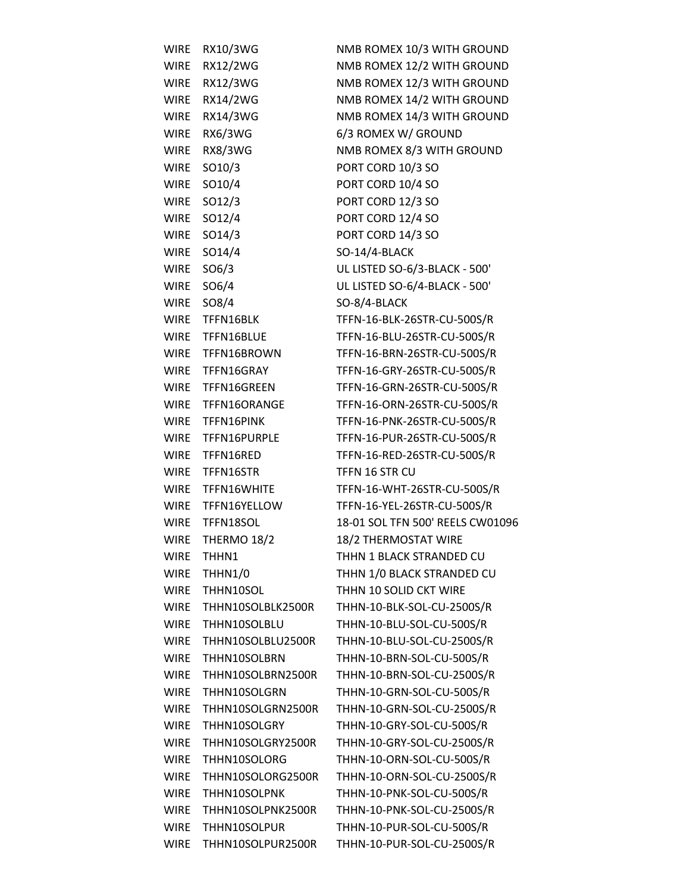| | | |
|---|---|---|
| WIRE | RX10/3WG | NMB ROMEX 10/3 WITH GROUND |
| WIRE | RX12/2WG | NMB ROMEX 12/2 WITH GROUND |
| WIRE | RX12/3WG | NMB ROMEX 12/3 WITH GROUND |
| WIRE | RX14/2WG | NMB ROMEX 14/2 WITH GROUND |
| WIRE | RX14/3WG | NMB ROMEX 14/3 WITH GROUND |
| WIRE | RX6/3WG | 6/3 ROMEX W/ GROUND |
| WIRE | RX8/3WG | NMB ROMEX 8/3 WITH GROUND |
| WIRE | SO10/3 | PORT CORD 10/3 SO |
| WIRE | SO10/4 | PORT CORD 10/4 SO |
| WIRE | SO12/3 | PORT CORD 12/3 SO |
| WIRE | SO12/4 | PORT CORD 12/4 SO |
| WIRE | SO14/3 | PORT CORD 14/3 SO |
| WIRE | SO14/4 | SO-14/4-BLACK |
| WIRE | SO6/3 | UL LISTED SO-6/3-BLACK - 500' |
| WIRE | SO6/4 | UL LISTED SO-6/4-BLACK - 500' |
| WIRE | SO8/4 | SO-8/4-BLACK |
| WIRE | TFFN16BLK | TFFN-16-BLK-26STR-CU-500S/R |
| WIRE | TFFN16BLUE | TFFN-16-BLU-26STR-CU-500S/R |
| WIRE | TFFN16BROWN | TFFN-16-BRN-26STR-CU-500S/R |
| WIRE | TFFN16GRAY | TFFN-16-GRY-26STR-CU-500S/R |
| WIRE | TFFN16GREEN | TFFN-16-GRN-26STR-CU-500S/R |
| WIRE | TFFN16ORANGE | TFFN-16-ORN-26STR-CU-500S/R |
| WIRE | TFFN16PINK | TFFN-16-PNK-26STR-CU-500S/R |
| WIRE | TFFN16PURPLE | TFFN-16-PUR-26STR-CU-500S/R |
| WIRE | TFFN16RED | TFFN-16-RED-26STR-CU-500S/R |
| WIRE | TFFN16STR | TFFN 16 STR CU |
| WIRE | TFFN16WHITE | TFFN-16-WHT-26STR-CU-500S/R |
| WIRE | TFFN16YELLOW | TFFN-16-YEL-26STR-CU-500S/R |
| WIRE | TFFN18SOL | 18-01 SOL TFN 500' REELS CW01096 |
| WIRE | THERMO 18/2 | 18/2 THERMOSTAT WIRE |
| WIRE | THHN1 | THHN 1 BLACK STRANDED CU |
| WIRE | THHN1/0 | THHN 1/0 BLACK STRANDED CU |
| WIRE | THHN10SOL | THHN 10 SOLID CKT WIRE |
| WIRE | THHN10SOLBLK2500R | THHN-10-BLK-SOL-CU-2500S/R |
| WIRE | THHN10SOLBLU | THHN-10-BLU-SOL-CU-500S/R |
| WIRE | THHN10SOLBLU2500R | THHN-10-BLU-SOL-CU-2500S/R |
| WIRE | THHN10SOLBRN | THHN-10-BRN-SOL-CU-500S/R |
| WIRE | THHN10SOLBRN2500R | THHN-10-BRN-SOL-CU-2500S/R |
| WIRE | THHN10SOLGRN | THHN-10-GRN-SOL-CU-500S/R |
| WIRE | THHN10SOLGRN2500R | THHN-10-GRN-SOL-CU-2500S/R |
| WIRE | THHN10SOLGRY | THHN-10-GRY-SOL-CU-500S/R |
| WIRE | THHN10SOLGRY2500R | THHN-10-GRY-SOL-CU-2500S/R |
| WIRE | THHN10SOLORG | THHN-10-ORN-SOL-CU-500S/R |
| WIRE | THHN10SOLORG2500R | THHN-10-ORN-SOL-CU-2500S/R |
| WIRE | THHN10SOLPNK | THHN-10-PNK-SOL-CU-500S/R |
| WIRE | THHN10SOLPNK2500R | THHN-10-PNK-SOL-CU-2500S/R |
| WIRE | THHN10SOLPUR | THHN-10-PUR-SOL-CU-500S/R |
| WIRE | THHN10SOLPUR2500R | THHN-10-PUR-SOL-CU-2500S/R |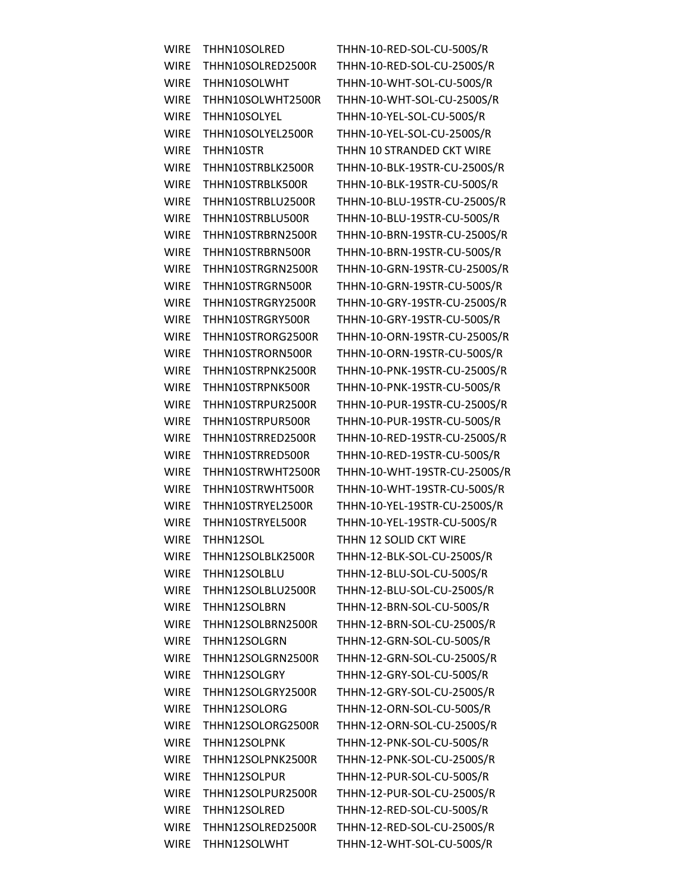| | | |
|---|---|---|
| WIRE | THHN10SOLRED | THHN-10-RED-SOL-CU-500S/R |
| WIRE | THHN10SOLRED2500R | THHN-10-RED-SOL-CU-2500S/R |
| WIRE | THHN10SOLWHT | THHN-10-WHT-SOL-CU-500S/R |
| WIRE | THHN10SOLWHT2500R | THHN-10-WHT-SOL-CU-2500S/R |
| WIRE | THHN10SOLYEL | THHN-10-YEL-SOL-CU-500S/R |
| WIRE | THHN10SOLYEL2500R | THHN-10-YEL-SOL-CU-2500S/R |
| WIRE | THHN10STR | THHN 10 STRANDED CKT WIRE |
| WIRE | THHN10STRBLK2500R | THHN-10-BLK-19STR-CU-2500S/R |
| WIRE | THHN10STRBLK500R | THHN-10-BLK-19STR-CU-500S/R |
| WIRE | THHN10STRBLU2500R | THHN-10-BLU-19STR-CU-2500S/R |
| WIRE | THHN10STRBLU500R | THHN-10-BLU-19STR-CU-500S/R |
| WIRE | THHN10STRBRN2500R | THHN-10-BRN-19STR-CU-2500S/R |
| WIRE | THHN10STRBRN500R | THHN-10-BRN-19STR-CU-500S/R |
| WIRE | THHN10STRGRN2500R | THHN-10-GRN-19STR-CU-2500S/R |
| WIRE | THHN10STRGRN500R | THHN-10-GRN-19STR-CU-500S/R |
| WIRE | THHN10STRGRY2500R | THHN-10-GRY-19STR-CU-2500S/R |
| WIRE | THHN10STRGRY500R | THHN-10-GRY-19STR-CU-500S/R |
| WIRE | THHN10STRORG2500R | THHN-10-ORN-19STR-CU-2500S/R |
| WIRE | THHN10STRORN500R | THHN-10-ORN-19STR-CU-500S/R |
| WIRE | THHN10STRPNK2500R | THHN-10-PNK-19STR-CU-2500S/R |
| WIRE | THHN10STRPNK500R | THHN-10-PNK-19STR-CU-500S/R |
| WIRE | THHN10STRPUR2500R | THHN-10-PUR-19STR-CU-2500S/R |
| WIRE | THHN10STRPUR500R | THHN-10-PUR-19STR-CU-500S/R |
| WIRE | THHN10STRRED2500R | THHN-10-RED-19STR-CU-2500S/R |
| WIRE | THHN10STRRED500R | THHN-10-RED-19STR-CU-500S/R |
| WIRE | THHN10STRWHT2500R | THHN-10-WHT-19STR-CU-2500S/R |
| WIRE | THHN10STRWHT500R | THHN-10-WHT-19STR-CU-500S/R |
| WIRE | THHN10STRYEL2500R | THHN-10-YEL-19STR-CU-2500S/R |
| WIRE | THHN10STRYEL500R | THHN-10-YEL-19STR-CU-500S/R |
| WIRE | THHN12SOL | THHN 12 SOLID CKT WIRE |
| WIRE | THHN12SOLBLK2500R | THHN-12-BLK-SOL-CU-2500S/R |
| WIRE | THHN12SOLBLU | THHN-12-BLU-SOL-CU-500S/R |
| WIRE | THHN12SOLBLU2500R | THHN-12-BLU-SOL-CU-2500S/R |
| WIRE | THHN12SOLBRN | THHN-12-BRN-SOL-CU-500S/R |
| WIRE | THHN12SOLBRN2500R | THHN-12-BRN-SOL-CU-2500S/R |
| WIRE | THHN12SOLGRN | THHN-12-GRN-SOL-CU-500S/R |
| WIRE | THHN12SOLGRN2500R | THHN-12-GRN-SOL-CU-2500S/R |
| WIRE | THHN12SOLGRY | THHN-12-GRY-SOL-CU-500S/R |
| WIRE | THHN12SOLGRY2500R | THHN-12-GRY-SOL-CU-2500S/R |
| WIRE | THHN12SOLORG | THHN-12-ORN-SOL-CU-500S/R |
| WIRE | THHN12SOLORG2500R | THHN-12-ORN-SOL-CU-2500S/R |
| WIRE | THHN12SOLPNK | THHN-12-PNK-SOL-CU-500S/R |
| WIRE | THHN12SOLPNK2500R | THHN-12-PNK-SOL-CU-2500S/R |
| WIRE | THHN12SOLPUR | THHN-12-PUR-SOL-CU-500S/R |
| WIRE | THHN12SOLPUR2500R | THHN-12-PUR-SOL-CU-2500S/R |
| WIRE | THHN12SOLRED | THHN-12-RED-SOL-CU-500S/R |
| WIRE | THHN12SOLRED2500R | THHN-12-RED-SOL-CU-2500S/R |
| WIRE | THHN12SOLWHT | THHN-12-WHT-SOL-CU-500S/R |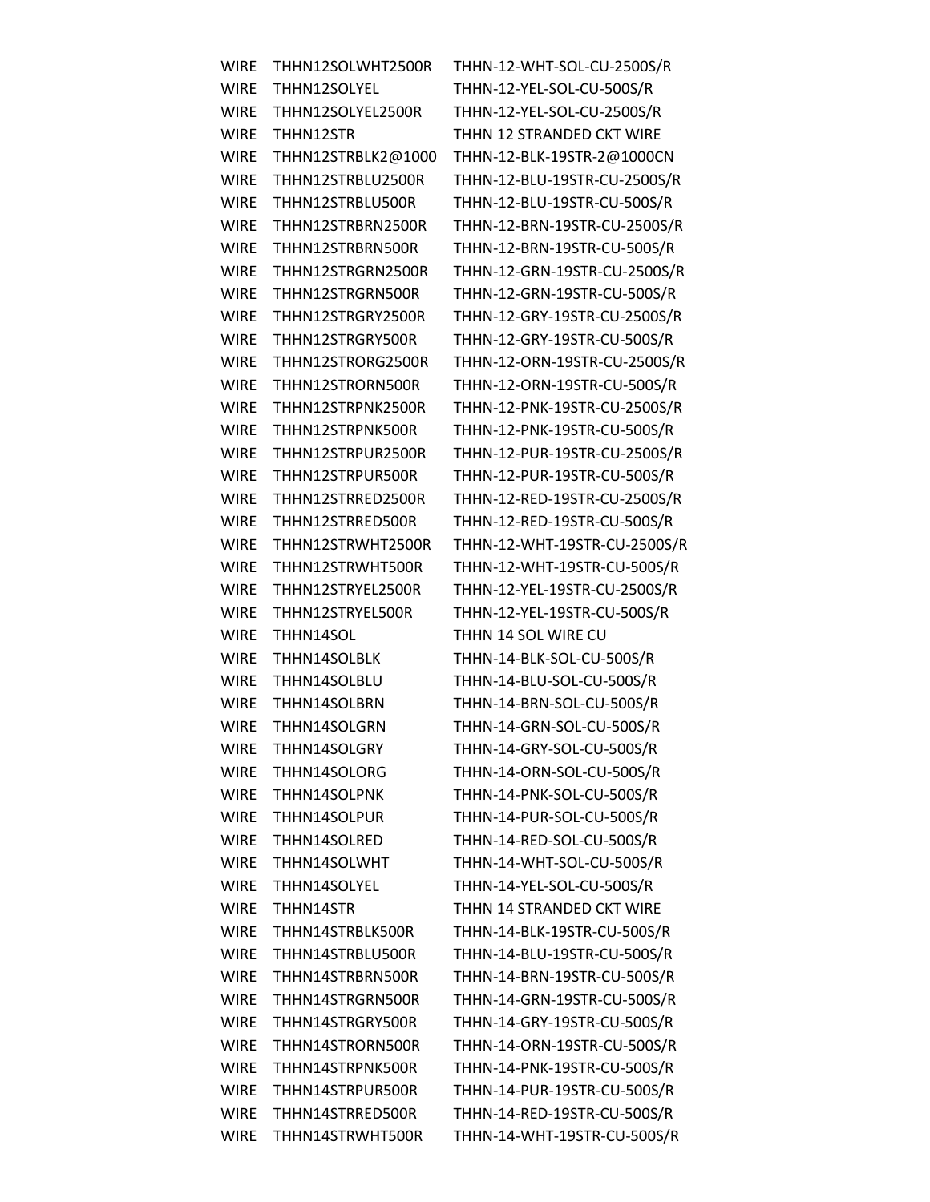| WIRE | THHN12SOLWHT2500R | THHN-12-WHT-SOL-CU-2500S/R |
|---|---|---|
| WIRE | THHN12SOLYEL | THHN-12-YEL-SOL-CU-500S/R |
| WIRE | THHN12SOLYEL2500R | THHN-12-YEL-SOL-CU-2500S/R |
| WIRE | THHN12STR | THHN 12 STRANDED CKT WIRE |
| WIRE | THHN12STRBLK2@1000 | THHN-12-BLK-19STR-2@1000CN |
| WIRE | THHN12STRBLU2500R | THHN-12-BLU-19STR-CU-2500S/R |
| WIRE | THHN12STRBLU500R | THHN-12-BLU-19STR-CU-500S/R |
| WIRE | THHN12STRBRN2500R | THHN-12-BRN-19STR-CU-2500S/R |
| WIRE | THHN12STRBRN500R | THHN-12-BRN-19STR-CU-500S/R |
| WIRE | THHN12STRGRN2500R | THHN-12-GRN-19STR-CU-2500S/R |
| WIRE | THHN12STRGRN500R | THHN-12-GRN-19STR-CU-500S/R |
| WIRE | THHN12STRGRY2500R | THHN-12-GRY-19STR-CU-2500S/R |
| WIRE | THHN12STRGRY500R | THHN-12-GRY-19STR-CU-500S/R |
| WIRE | THHN12STRORG2500R | THHN-12-ORN-19STR-CU-2500S/R |
| WIRE | THHN12STRORN500R | THHN-12-ORN-19STR-CU-500S/R |
| WIRE | THHN12STRPNK2500R | THHN-12-PNK-19STR-CU-2500S/R |
| WIRE | THHN12STRPNK500R | THHN-12-PNK-19STR-CU-500S/R |
| WIRE | THHN12STRPUR2500R | THHN-12-PUR-19STR-CU-2500S/R |
| WIRE | THHN12STRPUR500R | THHN-12-PUR-19STR-CU-500S/R |
| WIRE | THHN12STRRED2500R | THHN-12-RED-19STR-CU-2500S/R |
| WIRE | THHN12STRRED500R | THHN-12-RED-19STR-CU-500S/R |
| WIRE | THHN12STRWHT2500R | THHN-12-WHT-19STR-CU-2500S/R |
| WIRE | THHN12STRWHT500R | THHN-12-WHT-19STR-CU-500S/R |
| WIRE | THHN12STRYEL2500R | THHN-12-YEL-19STR-CU-2500S/R |
| WIRE | THHN12STRYEL500R | THHN-12-YEL-19STR-CU-500S/R |
| WIRE | THHN14SOL | THHN 14 SOL WIRE CU |
| WIRE | THHN14SOLBLK | THHN-14-BLK-SOL-CU-500S/R |
| WIRE | THHN14SOLBLU | THHN-14-BLU-SOL-CU-500S/R |
| WIRE | THHN14SOLBRN | THHN-14-BRN-SOL-CU-500S/R |
| WIRE | THHN14SOLGRN | THHN-14-GRN-SOL-CU-500S/R |
| WIRE | THHN14SOLGRY | THHN-14-GRY-SOL-CU-500S/R |
| WIRE | THHN14SOLORG | THHN-14-ORN-SOL-CU-500S/R |
| WIRE | THHN14SOLPNK | THHN-14-PNK-SOL-CU-500S/R |
| WIRE | THHN14SOLPUR | THHN-14-PUR-SOL-CU-500S/R |
| WIRE | THHN14SOLRED | THHN-14-RED-SOL-CU-500S/R |
| WIRE | THHN14SOLWHT | THHN-14-WHT-SOL-CU-500S/R |
| WIRE | THHN14SOLYEL | THHN-14-YEL-SOL-CU-500S/R |
| WIRE | THHN14STR | THHN 14 STRANDED CKT WIRE |
| WIRE | THHN14STRBLK500R | THHN-14-BLK-19STR-CU-500S/R |
| WIRE | THHN14STRBLU500R | THHN-14-BLU-19STR-CU-500S/R |
| WIRE | THHN14STRBRN500R | THHN-14-BRN-19STR-CU-500S/R |
| WIRE | THHN14STRGRN500R | THHN-14-GRN-19STR-CU-500S/R |
| WIRE | THHN14STRGRY500R | THHN-14-GRY-19STR-CU-500S/R |
| WIRE | THHN14STRORN500R | THHN-14-ORN-19STR-CU-500S/R |
| WIRE | THHN14STRPNK500R | THHN-14-PNK-19STR-CU-500S/R |
| WIRE | THHN14STRPUR500R | THHN-14-PUR-19STR-CU-500S/R |
| WIRE | THHN14STRRED500R | THHN-14-RED-19STR-CU-500S/R |
| WIRE | THHN14STRWHT500R | THHN-14-WHT-19STR-CU-500S/R |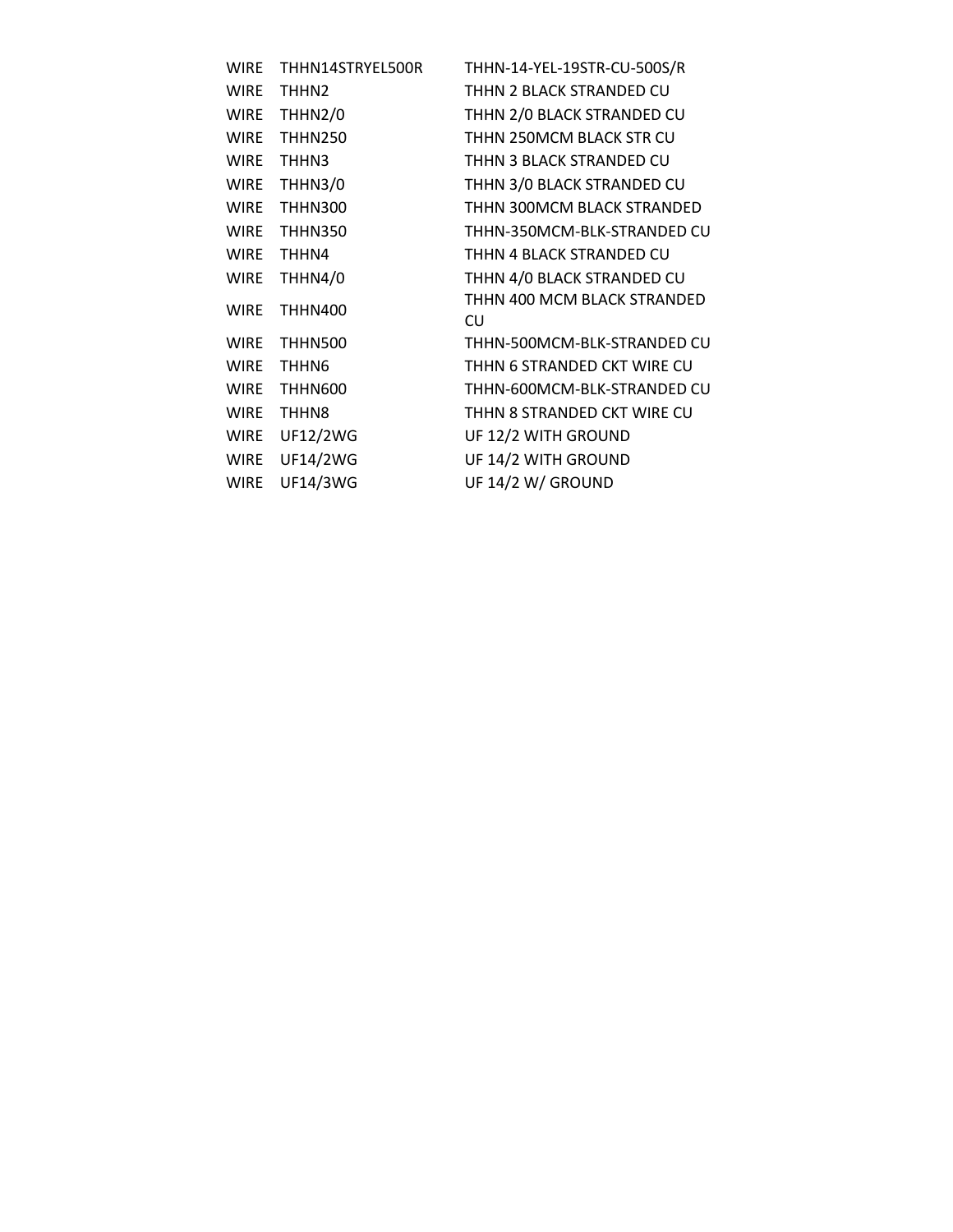| | | |
|---|---|---|
| WIRE | THHN14STRYEL500R | THHN-14-YEL-19STR-CU-500S/R |
| WIRE | THHN2 | THHN 2 BLACK STRANDED CU |
| WIRE | THHN2/0 | THHN 2/0 BLACK STRANDED CU |
| WIRE | THHN250 | THHN 250MCM BLACK STR CU |
| WIRE | THHN3 | THHN 3 BLACK STRANDED CU |
| WIRE | THHN3/0 | THHN 3/0 BLACK STRANDED CU |
| WIRE | THHN300 | THHN 300MCM BLACK STRANDED |
| WIRE | THHN350 | THHN-350MCM-BLK-STRANDED CU |
| WIRE | THHN4 | THHN 4 BLACK STRANDED CU |
| WIRE | THHN4/0 | THHN 4/0 BLACK STRANDED CU |
| WIRE | THHN400 | THHN 400 MCM BLACK STRANDED CU |
| WIRE | THHN500 | THHN-500MCM-BLK-STRANDED CU |
| WIRE | THHN6 | THHN 6 STRANDED CKT WIRE CU |
| WIRE | THHN600 | THHN-600MCM-BLK-STRANDED CU |
| WIRE | THHN8 | THHN 8 STRANDED CKT WIRE CU |
| WIRE | UF12/2WG | UF 12/2 WITH GROUND |
| WIRE | UF14/2WG | UF 14/2 WITH GROUND |
| WIRE | UF14/3WG | UF 14/2 W/ GROUND |